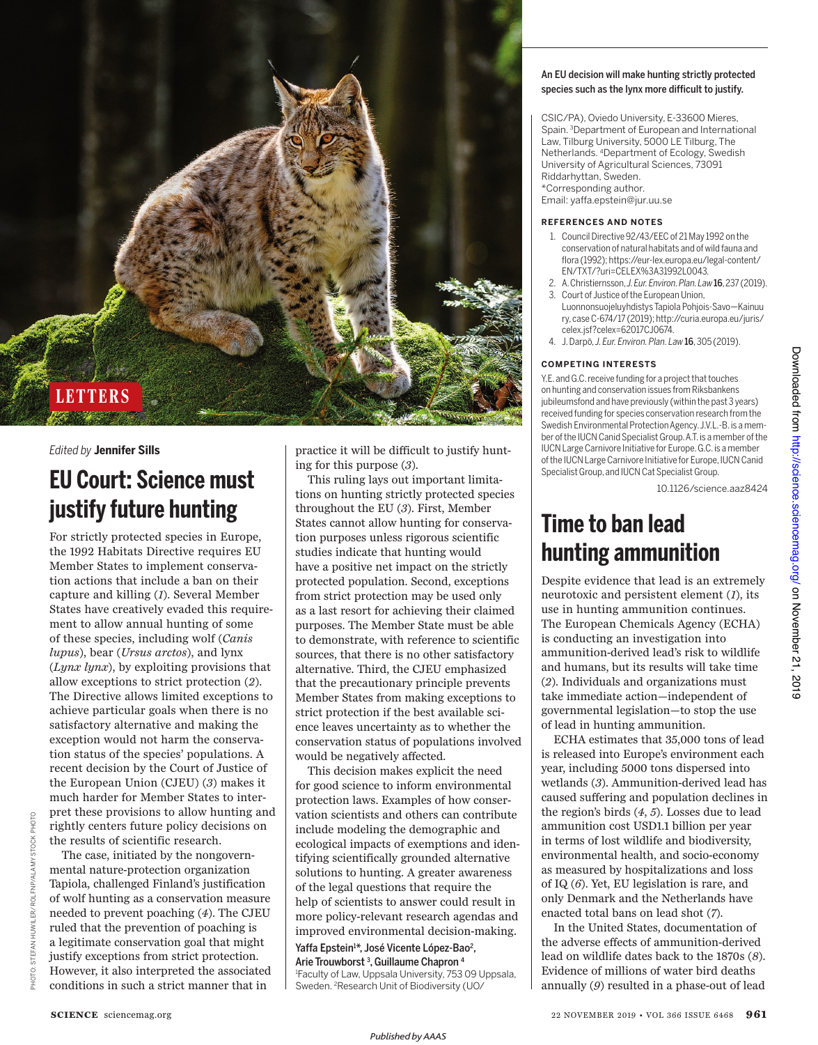LETTERS

*Edited by* **Jennifer Sills**

# EU Court: Science must justify future hunting

For strictly protected species in Europe, the 1992 Habitats Directive requires EU Member States to implement conservation actions that include a ban on their capture and killing (*1*). Several Member States have creatively evaded this requirement to allow annual hunting of some of these species, including wolf (*Canis lupus*), bear (*Ursus arctos*), and lynx (*Lynx lynx*), by exploiting provisions that allow exceptions to strict protection (*2*). The Directive allows limited exceptions to achieve particular goals when there is no satisfactory alternative and making the exception would not harm the conservation status of the species' populations. A recent decision by the Court of Justice of the European Union (CJEU) (*3*) makes it much harder for Member States to interpret these provisions to allow hunting and rightly centers future policy decisions on the results of scientific research.

The case, initiated by the nongovernmental nature-protection organization Tapiola, challenged Finland's justification of wolf hunting as a conservation measure needed to prevent poaching (*4*). The CJEU ruled that the prevention of poaching is a legitimate conservation goal that might justify exceptions from strict protection. However, it also interpreted the associated conditions in such a strict manner that in practice it will be difficult to justify hunting for this purpose (*3*).

This ruling lays out important limitations on hunting strictly protected species throughout the EU (*3*). First, Member States cannot allow hunting for conservation purposes unless rigorous scientific studies indicate that hunting would have a positive net impact on the strictly protected population. Second, exceptions from strict protection may be used only as a last resort for achieving their claimed purposes. The Member State must be able to demonstrate, with reference to scientific sources, that there is no other satisfactory alternative. Third, the CJEU emphasized that the precautionary principle prevents Member States from making exceptions to strict protection if the best available science leaves uncertainty as to whether the conservation status of populations involved would be negatively affected.

This decision makes explicit the need for good science to inform environmental protection laws. Examples of how conservation scientists and others can contribute include modeling the demographic and ecological impacts of exemptions and identifying scientifically grounded alternative solutions to hunting. A greater awareness of the legal questions that require the help of scientists to answer could result in more policy-relevant research agendas and improved environmental decision-making.

**Yaffa Epstein[1]\*, José Vicente López-Bao[2], Arie Trouwborst[3], Guillaume Chapron[4]**

[1]Faculty of Law, Uppsala University, 753 09 Uppsala, Sweden. [2]Research Unit of Biodiversity (UO/CSIC/PA), Oviedo University, E-33600 Mieres, Spain. [3]Department of European and International Law, Tilburg University, 5000 LE Tilburg, The Netherlands. [4]Department of Ecology, Swedish University of Agricultural Sciences, 73091 Riddarhyttan, Sweden.
*Corresponding author.
Email: yaffa.epstein@jur.uu.se

An EU decision will make hunting strictly protected species such as the lynx more difficult to justify.

### REFERENCES AND NOTES

1. Council Directive 92/43/EEC of 21 May 1992 on the conservation of natural habitats and of wild fauna and flora (1992); https://eur-lex.europa.eu/legal-content/EN/TXT/?uri=CELEX%3A31992L0043.
2. A. Christiernsson, *J. Eur. Environ. Plan. Law* **16**, 237 (2019).
3. Court of Justice of the European Union, Luonnonsuojeluyhdistys Tapiola Pohjois-Savo—Kainuu ry, case C-674/17 (2019); http://curia.europa.eu/juris/celex.jsf?celex=62017CJ0674.
4. J. Darpö, *J. Eur. Environ. Plan. Law* **16**, 305 (2019).

### COMPETING INTERESTS

Y.E. and G.C. receive funding for a project that touches on hunting and conservation issues from Riksbankens jubileumsfond and have previously (within the past 3 years) received funding for species conservation research from the Swedish Environmental Protection Agency. J.V.L.-B. is a member of the IUCN Canid Specialist Group. A.T. is a member of the IUCN Large Carnivore Initiative for Europe. G.C. is a member of the IUCN Large Carnivore Initiative for Europe, IUCN Canid Specialist Group, and IUCN Cat Specialist Group.

10.1126/science.aaz8424

# Time to ban lead hunting ammunition

Despite evidence that lead is an extremely neurotoxic and persistent element (*1*), its use in hunting ammunition continues. The European Chemicals Agency (ECHA) is conducting an investigation into ammunition-derived lead's risk to wildlife and humans, but its results will take time (*2*). Individuals and organizations must take immediate action—independent of governmental legislation—to stop the use of lead in hunting ammunition.

ECHA estimates that 35,000 tons of lead is released into Europe's environment each year, including 5000 tons dispersed into wetlands (*3*). Ammunition-derived lead has caused suffering and population declines in the region's birds (*4*, *5*). Losses due to lead ammunition cost USD1.1 billion per year in terms of lost wildlife and biodiversity, environmental health, and socio-economy as measured by hospitalizations and loss of IQ (*6*). Yet, EU legislation is rare, and only Denmark and the Netherlands have enacted total bans on lead shot (*7*).

In the United States, documentation of the adverse effects of ammunition-derived lead on wildlife dates back to the 1870s (*8*). Evidence of millions of water bird deaths annually (*9*) resulted in a phase-out of lead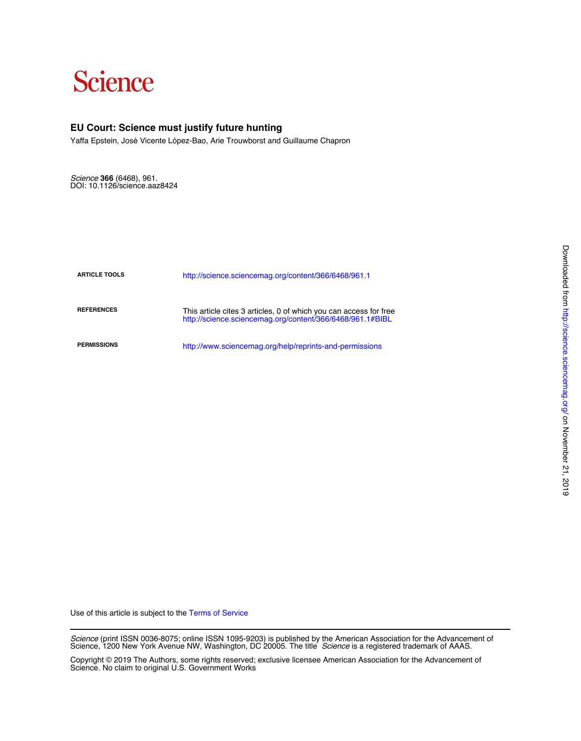# Science

## EU Court: Science must justify future hunting

Yaffa Epstein, José Vicente López-Bao, Arie Trouwborst and Guillaume Chapron

*Science* **366** (6468), 961.
DOI: 10.1126/science.aaz8424

| | |
|---|---|
| **ARTICLE TOOLS** | http://science.sciencemag.org/content/366/6468/961.1 |
| **REFERENCES** | This article cites 3 articles, 0 of which you can access for free http://science.sciencemag.org/content/366/6468/961.1#BIBL |
| **PERMISSIONS** | http://www.sciencemag.org/help/reprints-and-permissions |

Use of this article is subject to the Terms of Service

*Science* (print ISSN 0036-8075; online ISSN 1095-9203) is published by the American Association for the Advancement of Science, 1200 New York Avenue NW, Washington, DC 20005. The title *Science* is a registered trademark of AAAS.

Copyright © 2019 The Authors, some rights reserved; exclusive licensee American Association for the Advancement of Science. No claim to original U.S. Government Works

Downloaded from http://science.sciencemag.org/ on November 21, 2019